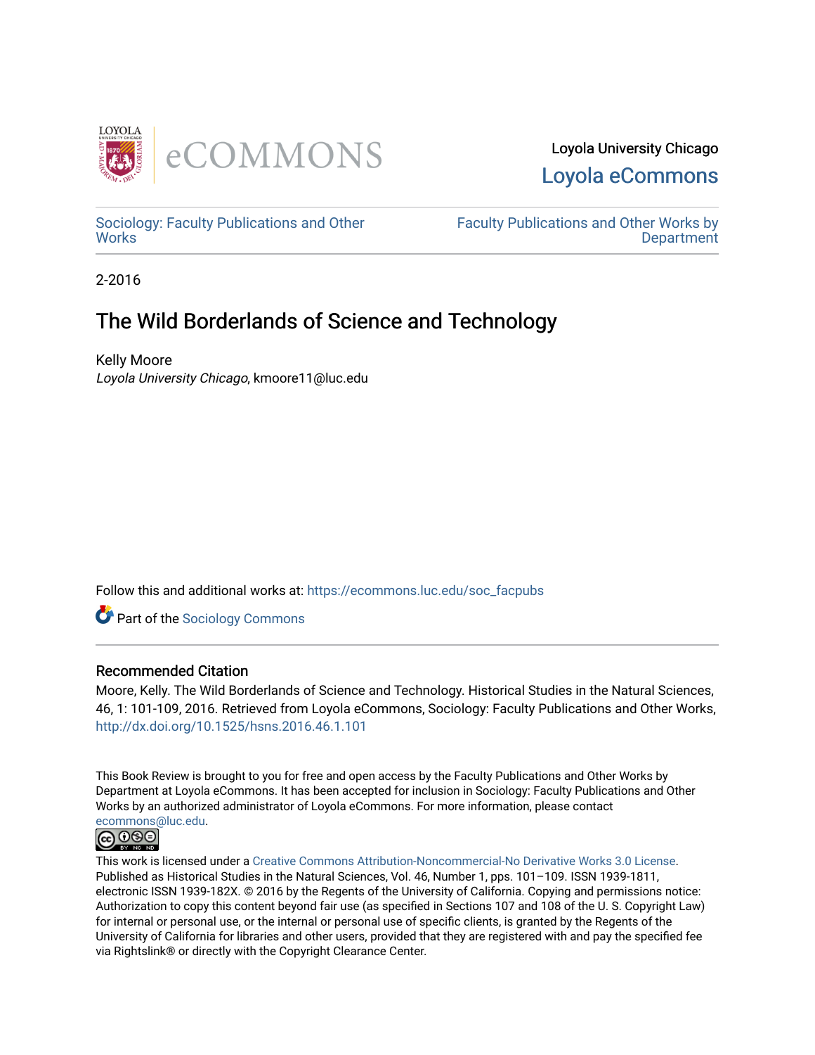Loyola University Chicago

Loyola eCommons

Sociology: Faculty Publications and Other Works

Faculty Publications and Other Works by Department

2-2016

# The Wild Borderlands of Science and Technology

Kelly Moore

*Loyola University Chicago*, kmoore11@luc.edu

Follow this and additional works at: https://ecommons.luc.edu/soc_facpubs

Part of the Sociology Commons

## Recommended Citation

Moore, Kelly. The Wild Borderlands of Science and Technology. Historical Studies in the Natural Sciences, 46, 1: 101-109, 2016. Retrieved from Loyola eCommons, Sociology: Faculty Publications and Other Works, http://dx.doi.org/10.1525/hsns.2016.46.1.101

This Book Review is brought to you for free and open access by the Faculty Publications and Other Works by Department at Loyola eCommons. It has been accepted for inclusion in Sociology: Faculty Publications and Other Works by an authorized administrator of Loyola eCommons. For more information, please contact ecommons@luc.edu.

This work is licensed under a Creative Commons Attribution-Noncommercial-No Derivative Works 3.0 License. Published as Historical Studies in the Natural Sciences, Vol. 46, Number 1, pps. 101–109. ISSN 1939-1811, electronic ISSN 1939-182X. © 2016 by the Regents of the University of California. Copying and permissions notice: Authorization to copy this content beyond fair use (as specified in Sections 107 and 108 of the U. S. Copyright Law) for internal or personal use, or the internal or personal use of specific clients, is granted by the Regents of the University of California for libraries and other users, provided that they are registered with and pay the specified fee via Rightslink® or directly with the Copyright Clearance Center.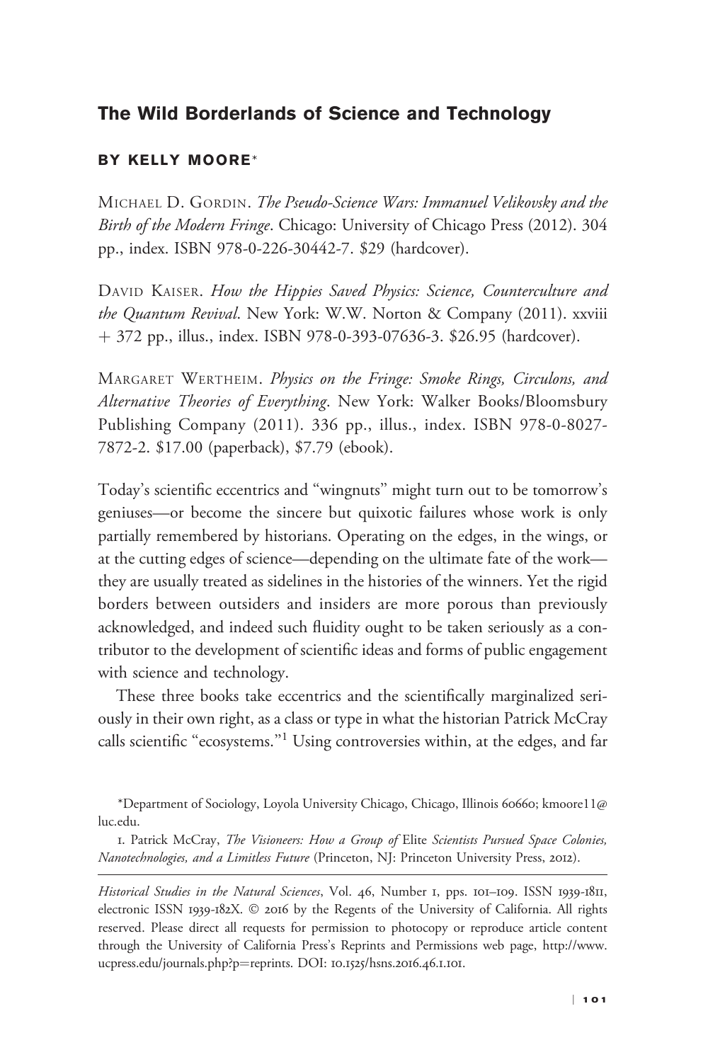## The Wild Borderlands of Science and Technology

### BY KELLY MOORE*

MICHAEL D. GORDIN. *The Pseudo-Science Wars: Immanuel Velikovsky and the Birth of the Modern Fringe*. Chicago: University of Chicago Press (2012). 304 pp., index. ISBN 978-0-226-30442-7. $29 (hardcover).

DAVID KAISER. *How the Hippies Saved Physics: Science, Counterculture and the Quantum Revival*. New York: W.W. Norton & Company (2011). xxviii + 372 pp., illus., index. ISBN 978-0-393-07636-3. $26.95 (hardcover).

MARGARET WERTHEIM. *Physics on the Fringe: Smoke Rings, Circulons, and Alternative Theories of Everything*. New York: Walker Books/Bloomsbury Publishing Company (2011). 336 pp., illus., index. ISBN 978-0-8027-7872-2. $17.00 (paperback), $7.79 (ebook).

Today's scientific eccentrics and "wingnuts" might turn out to be tomorrow's geniuses—or become the sincere but quixotic failures whose work is only partially remembered by historians. Operating on the edges, in the wings, or at the cutting edges of science—depending on the ultimate fate of the work—they are usually treated as sidelines in the histories of the winners. Yet the rigid borders between outsiders and insiders are more porous than previously acknowledged, and indeed such fluidity ought to be taken seriously as a contributor to the development of scientific ideas and forms of public engagement with science and technology.

These three books take eccentrics and the scientifically marginalized seriously in their own right, as a class or type in what the historian Patrick McCray calls scientific "ecosystems."[1] Using controversies within, at the edges, and far

*Department of Sociology, Loyola University Chicago, Chicago, Illinois 60660; kmoore11@luc.edu.

1. Patrick McCray, *The Visioneers: How a Group of* Elite *Scientists Pursued Space Colonies, Nanotechnologies, and a Limitless Future* (Princeton, NJ: Princeton University Press, 2012).

*Historical Studies in the Natural Sciences*, Vol. 46, Number 1, pps. 101–109. ISSN 1939-1811, electronic ISSN 1939-182X. © 2016 by the Regents of the University of California. All rights reserved. Please direct all requests for permission to photocopy or reproduce article content through the University of California Press's Reprints and Permissions web page, http://www.ucpress.edu/journals.php?p=reprints. DOI: 10.1525/hsns.2016.46.1.101.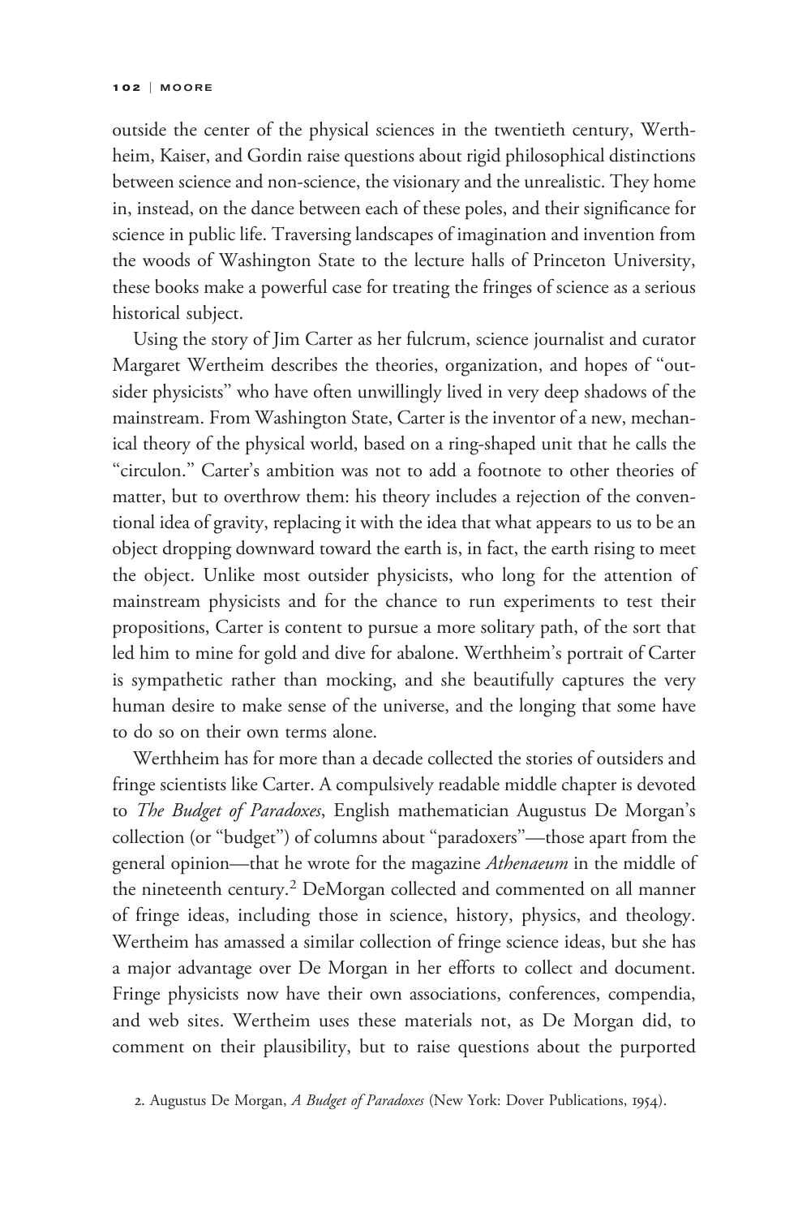outside the center of the physical sciences in the twentieth century, Wertheim, Kaiser, and Gordin raise questions about rigid philosophical distinctions between science and non-science, the visionary and the unrealistic. They home in, instead, on the dance between each of these poles, and their significance for science in public life. Traversing landscapes of imagination and invention from the woods of Washington State to the lecture halls of Princeton University, these books make a powerful case for treating the fringes of science as a serious historical subject.

Using the story of Jim Carter as her fulcrum, science journalist and curator Margaret Wertheim describes the theories, organization, and hopes of "outsider physicists" who have often unwillingly lived in very deep shadows of the mainstream. From Washington State, Carter is the inventor of a new, mechanical theory of the physical world, based on a ring-shaped unit that he calls the "circulon." Carter's ambition was not to add a footnote to other theories of matter, but to overthrow them: his theory includes a rejection of the conventional idea of gravity, replacing it with the idea that what appears to us to be an object dropping downward toward the earth is, in fact, the earth rising to meet the object. Unlike most outsider physicists, who long for the attention of mainstream physicists and for the chance to run experiments to test their propositions, Carter is content to pursue a more solitary path, of the sort that led him to mine for gold and dive for abalone. Werthheim's portrait of Carter is sympathetic rather than mocking, and she beautifully captures the very human desire to make sense of the universe, and the longing that some have to do so on their own terms alone.

Werthheim has for more than a decade collected the stories of outsiders and fringe scientists like Carter. A compulsively readable middle chapter is devoted to *The Budget of Paradoxes*, English mathematician Augustus De Morgan's collection (or "budget") of columns about "paradoxers"—those apart from the general opinion—that he wrote for the magazine *Athenaeum* in the middle of the nineteenth century.[2] DeMorgan collected and commented on all manner of fringe ideas, including those in science, history, physics, and theology. Wertheim has amassed a similar collection of fringe science ideas, but she has a major advantage over De Morgan in her efforts to collect and document. Fringe physicists now have their own associations, conferences, compendia, and web sites. Wertheim uses these materials not, as De Morgan did, to comment on their plausibility, but to raise questions about the purported

2. Augustus De Morgan, *A Budget of Paradoxes* (New York: Dover Publications, 1954).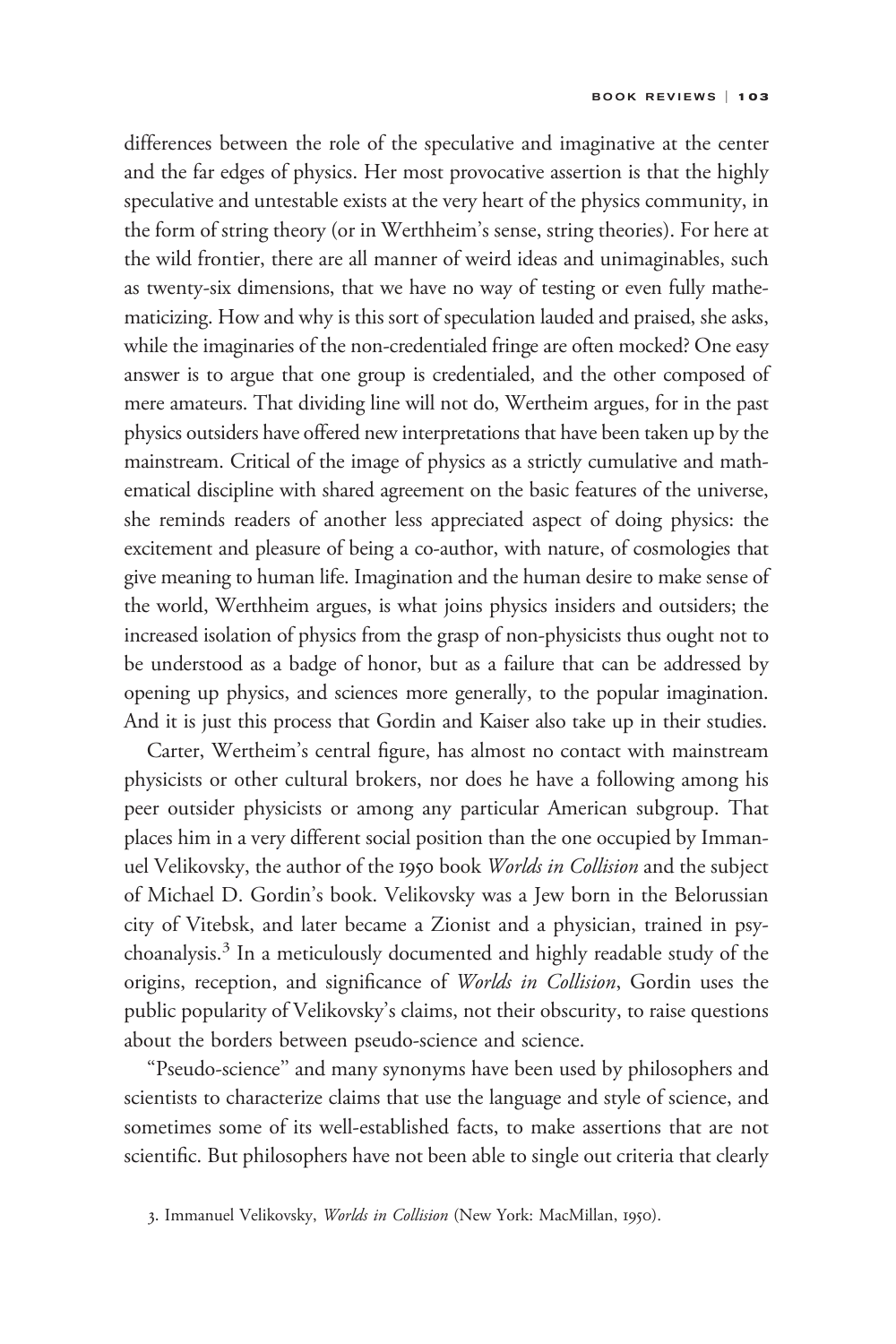differences between the role of the speculative and imaginative at the center and the far edges of physics. Her most provocative assertion is that the highly speculative and untestable exists at the very heart of the physics community, in the form of string theory (or in Werthheim's sense, string theories). For here at the wild frontier, there are all manner of weird ideas and unimaginables, such as twenty-six dimensions, that we have no way of testing or even fully mathematicizing. How and why is this sort of speculation lauded and praised, she asks, while the imaginaries of the non-credentialed fringe are often mocked? One easy answer is to argue that one group is credentialed, and the other composed of mere amateurs. That dividing line will not do, Wertheim argues, for in the past physics outsiders have offered new interpretations that have been taken up by the mainstream. Critical of the image of physics as a strictly cumulative and mathematical discipline with shared agreement on the basic features of the universe, she reminds readers of another less appreciated aspect of doing physics: the excitement and pleasure of being a co-author, with nature, of cosmologies that give meaning to human life. Imagination and the human desire to make sense of the world, Werthheim argues, is what joins physics insiders and outsiders; the increased isolation of physics from the grasp of non-physicists thus ought not to be understood as a badge of honor, but as a failure that can be addressed by opening up physics, and sciences more generally, to the popular imagination. And it is just this process that Gordin and Kaiser also take up in their studies.

Carter, Wertheim's central figure, has almost no contact with mainstream physicists or other cultural brokers, nor does he have a following among his peer outsider physicists or among any particular American subgroup. That places him in a very different social position than the one occupied by Immanuel Velikovsky, the author of the 1950 book *Worlds in Collision* and the subject of Michael D. Gordin's book. Velikovsky was a Jew born in the Belorussian city of Vitebsk, and later became a Zionist and a physician, trained in psychoanalysis.[3] In a meticulously documented and highly readable study of the origins, reception, and significance of *Worlds in Collision*, Gordin uses the public popularity of Velikovsky's claims, not their obscurity, to raise questions about the borders between pseudo-science and science.

"Pseudo-science" and many synonyms have been used by philosophers and scientists to characterize claims that use the language and style of science, and sometimes some of its well-established facts, to make assertions that are not scientific. But philosophers have not been able to single out criteria that clearly

3. Immanuel Velikovsky, *Worlds in Collision* (New York: MacMillan, 1950).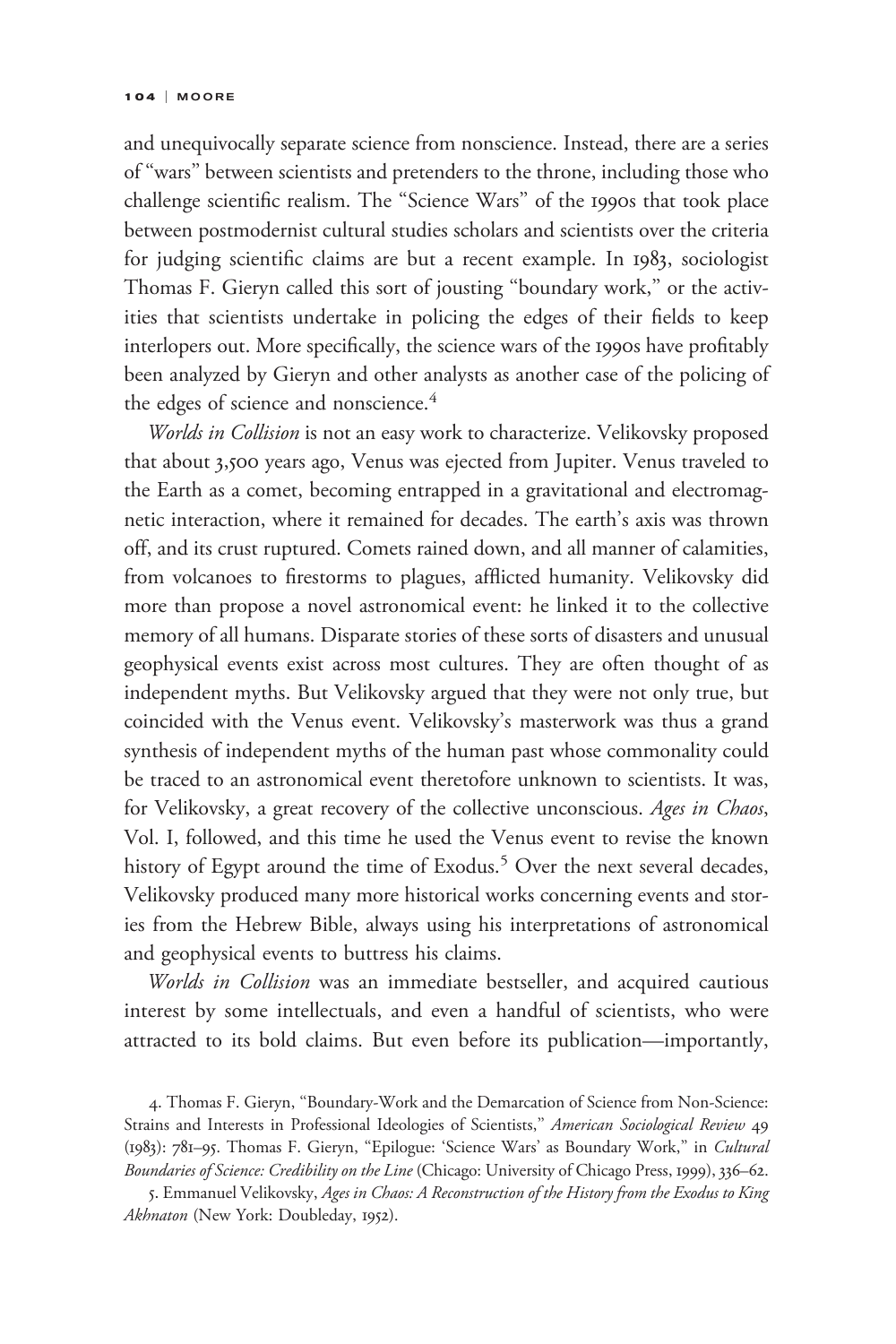and unequivocally separate science from nonscience. Instead, there are a series of "wars" between scientists and pretenders to the throne, including those who challenge scientific realism. The "Science Wars" of the 1990s that took place between postmodernist cultural studies scholars and scientists over the criteria for judging scientific claims are but a recent example. In 1983, sociologist Thomas F. Gieryn called this sort of jousting "boundary work," or the activities that scientists undertake in policing the edges of their fields to keep interlopers out. More specifically, the science wars of the 1990s have profitably been analyzed by Gieryn and other analysts as another case of the policing of the edges of science and nonscience.[4]

*Worlds in Collision* is not an easy work to characterize. Velikovsky proposed that about 3,500 years ago, Venus was ejected from Jupiter. Venus traveled to the Earth as a comet, becoming entrapped in a gravitational and electromagnetic interaction, where it remained for decades. The earth's axis was thrown off, and its crust ruptured. Comets rained down, and all manner of calamities, from volcanoes to firestorms to plagues, afflicted humanity. Velikovsky did more than propose a novel astronomical event: he linked it to the collective memory of all humans. Disparate stories of these sorts of disasters and unusual geophysical events exist across most cultures. They are often thought of as independent myths. But Velikovsky argued that they were not only true, but coincided with the Venus event. Velikovsky's masterwork was thus a grand synthesis of independent myths of the human past whose commonality could be traced to an astronomical event theretofore unknown to scientists. It was, for Velikovsky, a great recovery of the collective unconscious. *Ages in Chaos*, Vol. I, followed, and this time he used the Venus event to revise the known history of Egypt around the time of Exodus.[5] Over the next several decades, Velikovsky produced many more historical works concerning events and stories from the Hebrew Bible, always using his interpretations of astronomical and geophysical events to buttress his claims.

*Worlds in Collision* was an immediate bestseller, and acquired cautious interest by some intellectuals, and even a handful of scientists, who were attracted to its bold claims. But even before its publication—importantly,

4. Thomas F. Gieryn, "Boundary-Work and the Demarcation of Science from Non-Science: Strains and Interests in Professional Ideologies of Scientists," *American Sociological Review* 49 (1983): 781–95. Thomas F. Gieryn, "Epilogue: 'Science Wars' as Boundary Work," in *Cultural Boundaries of Science: Credibility on the Line* (Chicago: University of Chicago Press, 1999), 336–62.

5. Emmanuel Velikovsky, *Ages in Chaos: A Reconstruction of the History from the Exodus to King Akhnaton* (New York: Doubleday, 1952).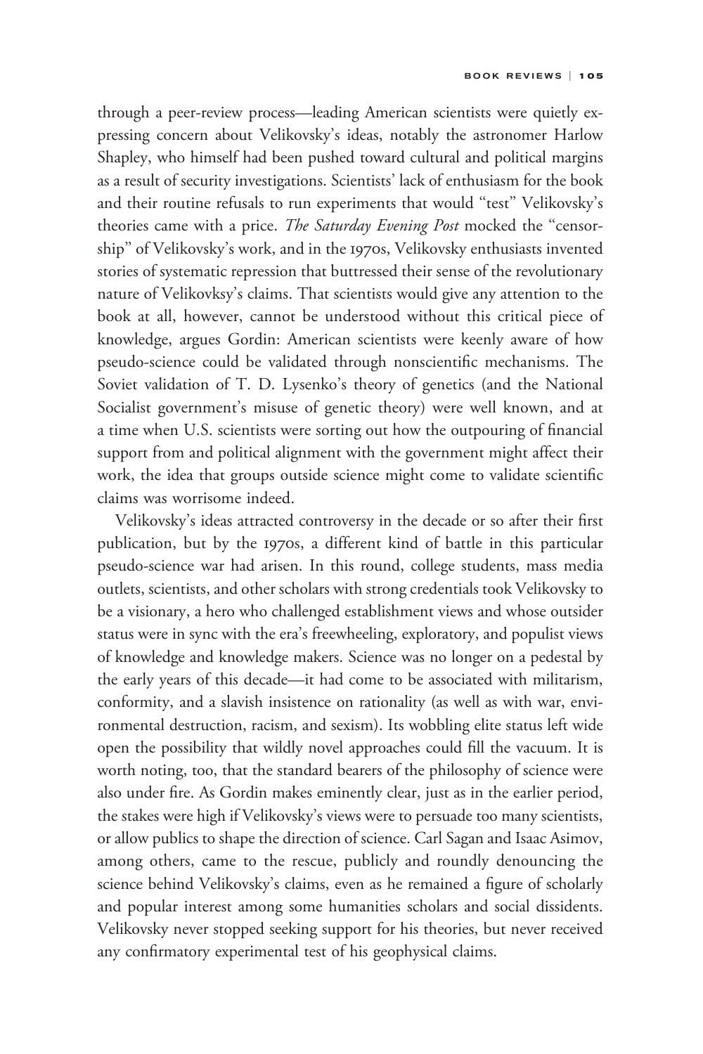through a peer-review process—leading American scientists were quietly expressing concern about Velikovsky's ideas, notably the astronomer Harlow Shapley, who himself had been pushed toward cultural and political margins as a result of security investigations. Scientists' lack of enthusiasm for the book and their routine refusals to run experiments that would "test" Velikovsky's theories came with a price. *The Saturday Evening Post* mocked the "censorship" of Velikovsky's work, and in the 1970s, Velikovsky enthusiasts invented stories of systematic repression that buttressed their sense of the revolutionary nature of Velikovksy's claims. That scientists would give any attention to the book at all, however, cannot be understood without this critical piece of knowledge, argues Gordin: American scientists were keenly aware of how pseudo-science could be validated through nonscientific mechanisms. The Soviet validation of T. D. Lysenko's theory of genetics (and the National Socialist government's misuse of genetic theory) were well known, and at a time when U.S. scientists were sorting out how the outpouring of financial support from and political alignment with the government might affect their work, the idea that groups outside science might come to validate scientific claims was worrisome indeed.

Velikovsky's ideas attracted controversy in the decade or so after their first publication, but by the 1970s, a different kind of battle in this particular pseudo-science war had arisen. In this round, college students, mass media outlets, scientists, and other scholars with strong credentials took Velikovsky to be a visionary, a hero who challenged establishment views and whose outsider status were in sync with the era's freewheeling, exploratory, and populist views of knowledge and knowledge makers. Science was no longer on a pedestal by the early years of this decade—it had come to be associated with militarism, conformity, and a slavish insistence on rationality (as well as with war, environmental destruction, racism, and sexism). Its wobbling elite status left wide open the possibility that wildly novel approaches could fill the vacuum. It is worth noting, too, that the standard bearers of the philosophy of science were also under fire. As Gordin makes eminently clear, just as in the earlier period, the stakes were high if Velikovsky's views were to persuade too many scientists, or allow publics to shape the direction of science. Carl Sagan and Isaac Asimov, among others, came to the rescue, publicly and roundly denouncing the science behind Velikovsky's claims, even as he remained a figure of scholarly and popular interest among some humanities scholars and social dissidents. Velikovsky never stopped seeking support for his theories, but never received any confirmatory experimental test of his geophysical claims.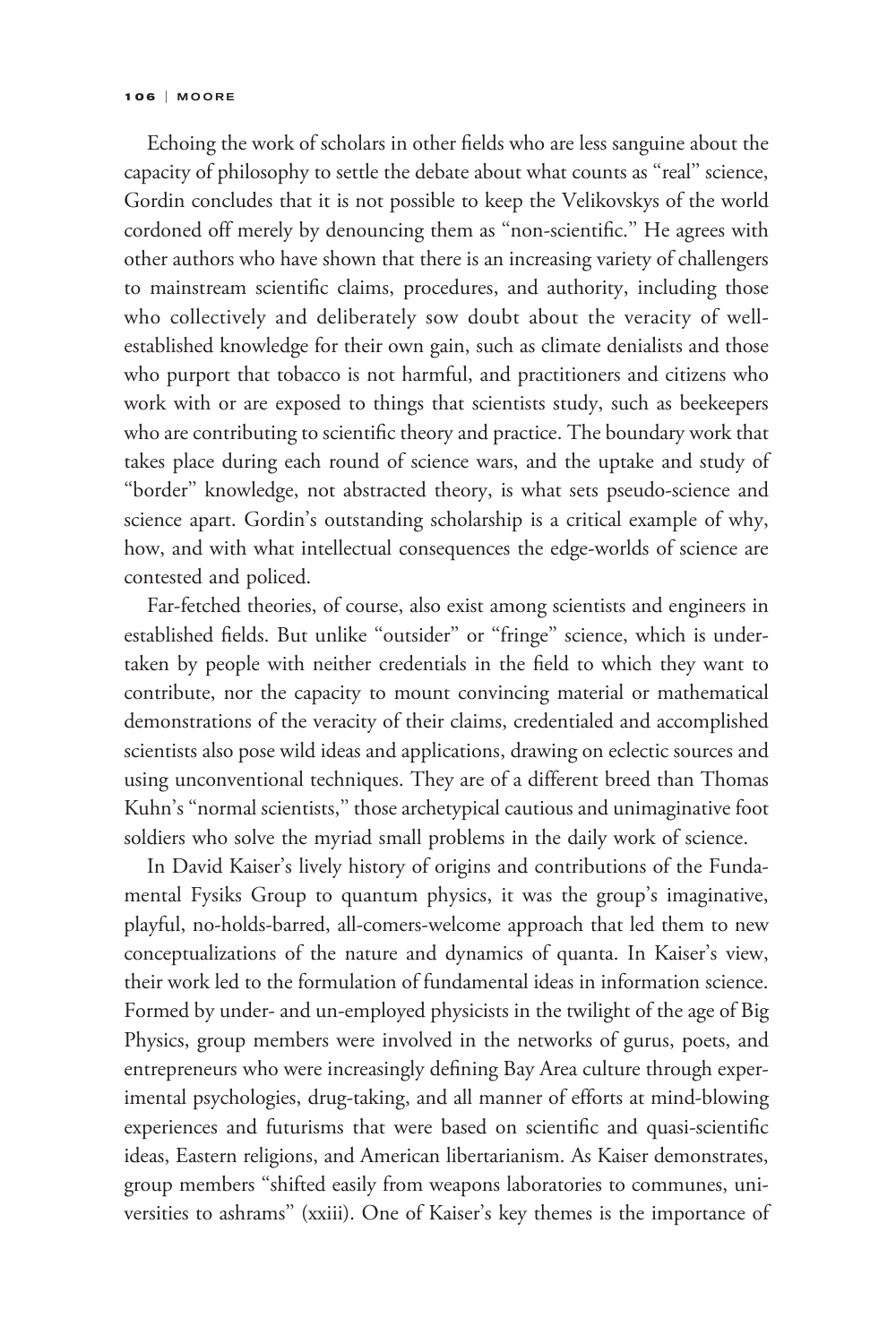Echoing the work of scholars in other fields who are less sanguine about the capacity of philosophy to settle the debate about what counts as "real" science, Gordin concludes that it is not possible to keep the Velikovskys of the world cordoned off merely by denouncing them as "non-scientific." He agrees with other authors who have shown that there is an increasing variety of challengers to mainstream scientific claims, procedures, and authority, including those who collectively and deliberately sow doubt about the veracity of well-established knowledge for their own gain, such as climate denialists and those who purport that tobacco is not harmful, and practitioners and citizens who work with or are exposed to things that scientists study, such as beekeepers who are contributing to scientific theory and practice. The boundary work that takes place during each round of science wars, and the uptake and study of "border" knowledge, not abstracted theory, is what sets pseudo-science and science apart. Gordin's outstanding scholarship is a critical example of why, how, and with what intellectual consequences the edge-worlds of science are contested and policed.

Far-fetched theories, of course, also exist among scientists and engineers in established fields. But unlike "outsider" or "fringe" science, which is undertaken by people with neither credentials in the field to which they want to contribute, nor the capacity to mount convincing material or mathematical demonstrations of the veracity of their claims, credentialed and accomplished scientists also pose wild ideas and applications, drawing on eclectic sources and using unconventional techniques. They are of a different breed than Thomas Kuhn's "normal scientists," those archetypical cautious and unimaginative foot soldiers who solve the myriad small problems in the daily work of science.

In David Kaiser's lively history of origins and contributions of the Fundamental Fysiks Group to quantum physics, it was the group's imaginative, playful, no-holds-barred, all-comers-welcome approach that led them to new conceptualizations of the nature and dynamics of quanta. In Kaiser's view, their work led to the formulation of fundamental ideas in information science. Formed by under- and un-employed physicists in the twilight of the age of Big Physics, group members were involved in the networks of gurus, poets, and entrepreneurs who were increasingly defining Bay Area culture through experimental psychologies, drug-taking, and all manner of efforts at mind-blowing experiences and futurisms that were based on scientific and quasi-scientific ideas, Eastern religions, and American libertarianism. As Kaiser demonstrates, group members "shifted easily from weapons laboratories to communes, universities to ashrams" (xxiii). One of Kaiser's key themes is the importance of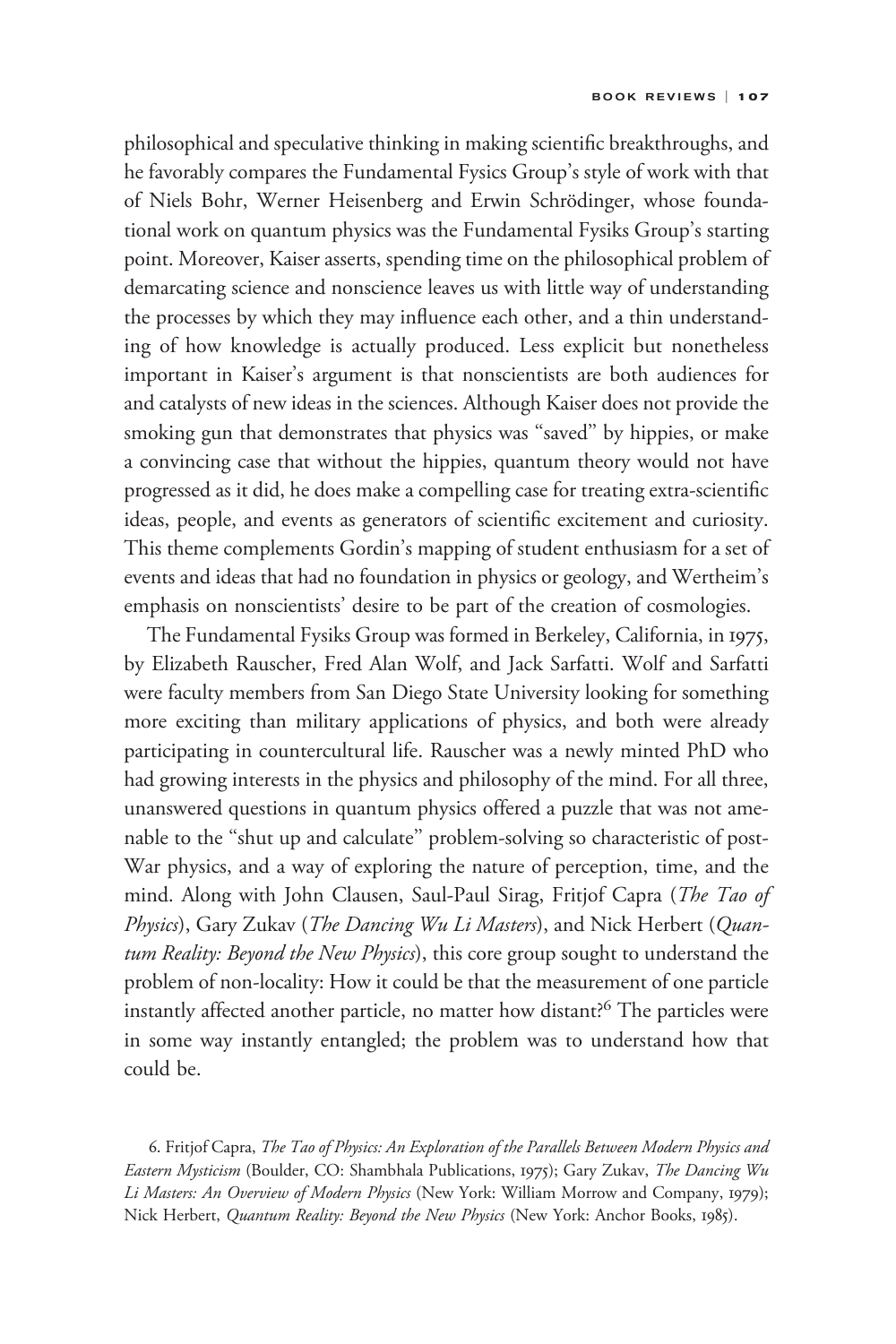philosophical and speculative thinking in making scientific breakthroughs, and he favorably compares the Fundamental Fysics Group's style of work with that of Niels Bohr, Werner Heisenberg and Erwin Schrödinger, whose foundational work on quantum physics was the Fundamental Fysiks Group's starting point. Moreover, Kaiser asserts, spending time on the philosophical problem of demarcating science and nonscience leaves us with little way of understanding the processes by which they may influence each other, and a thin understanding of how knowledge is actually produced. Less explicit but nonetheless important in Kaiser's argument is that nonscientists are both audiences for and catalysts of new ideas in the sciences. Although Kaiser does not provide the smoking gun that demonstrates that physics was "saved" by hippies, or make a convincing case that without the hippies, quantum theory would not have progressed as it did, he does make a compelling case for treating extra-scientific ideas, people, and events as generators of scientific excitement and curiosity. This theme complements Gordin's mapping of student enthusiasm for a set of events and ideas that had no foundation in physics or geology, and Wertheim's emphasis on nonscientists' desire to be part of the creation of cosmologies.

The Fundamental Fysiks Group was formed in Berkeley, California, in 1975, by Elizabeth Rauscher, Fred Alan Wolf, and Jack Sarfatti. Wolf and Sarfatti were faculty members from San Diego State University looking for something more exciting than military applications of physics, and both were already participating in countercultural life. Rauscher was a newly minted PhD who had growing interests in the physics and philosophy of the mind. For all three, unanswered questions in quantum physics offered a puzzle that was not amenable to the "shut up and calculate" problem-solving so characteristic of post-War physics, and a way of exploring the nature of perception, time, and the mind. Along with John Clausen, Saul-Paul Sirag, Fritjof Capra (*The Tao of Physics*), Gary Zukav (*The Dancing Wu Li Masters*), and Nick Herbert (*Quantum Reality: Beyond the New Physics*), this core group sought to understand the problem of non-locality: How it could be that the measurement of one particle instantly affected another particle, no matter how distant?[6] The particles were in some way instantly entangled; the problem was to understand how that could be.

6. Fritjof Capra, *The Tao of Physics: An Exploration of the Parallels Between Modern Physics and Eastern Mysticism* (Boulder, CO: Shambhala Publications, 1975); Gary Zukav, *The Dancing Wu Li Masters: An Overview of Modern Physics* (New York: William Morrow and Company, 1979); Nick Herbert, *Quantum Reality: Beyond the New Physics* (New York: Anchor Books, 1985).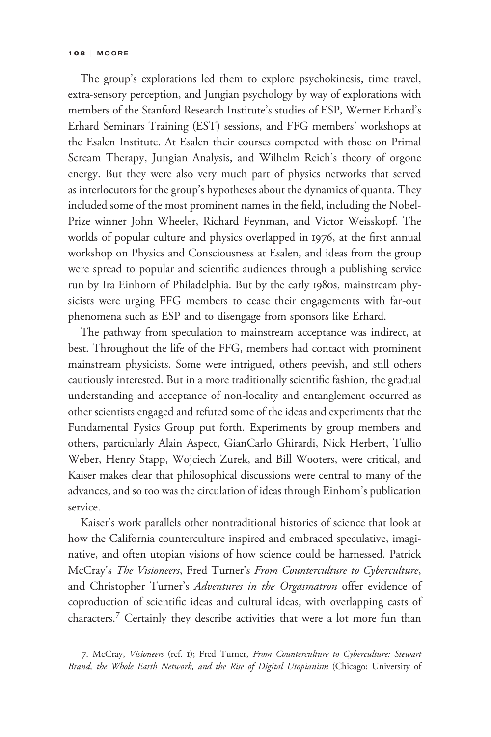The group's explorations led them to explore psychokinesis, time travel, extra-sensory perception, and Jungian psychology by way of explorations with members of the Stanford Research Institute's studies of ESP, Werner Erhard's Erhard Seminars Training (EST) sessions, and FFG members' workshops at the Esalen Institute. At Esalen their courses competed with those on Primal Scream Therapy, Jungian Analysis, and Wilhelm Reich's theory of orgone energy. But they were also very much part of physics networks that served as interlocutors for the group's hypotheses about the dynamics of quanta. They included some of the most prominent names in the field, including the Nobel-Prize winner John Wheeler, Richard Feynman, and Victor Weisskopf. The worlds of popular culture and physics overlapped in 1976, at the first annual workshop on Physics and Consciousness at Esalen, and ideas from the group were spread to popular and scientific audiences through a publishing service run by Ira Einhorn of Philadelphia. But by the early 1980s, mainstream physicists were urging FFG members to cease their engagements with far-out phenomena such as ESP and to disengage from sponsors like Erhard.

The pathway from speculation to mainstream acceptance was indirect, at best. Throughout the life of the FFG, members had contact with prominent mainstream physicists. Some were intrigued, others peevish, and still others cautiously interested. But in a more traditionally scientific fashion, the gradual understanding and acceptance of non-locality and entanglement occurred as other scientists engaged and refuted some of the ideas and experiments that the Fundamental Fysics Group put forth. Experiments by group members and others, particularly Alain Aspect, GianCarlo Ghirardi, Nick Herbert, Tullio Weber, Henry Stapp, Wojciech Zurek, and Bill Wooters, were critical, and Kaiser makes clear that philosophical discussions were central to many of the advances, and so too was the circulation of ideas through Einhorn's publication service.

Kaiser's work parallels other nontraditional histories of science that look at how the California counterculture inspired and embraced speculative, imaginative, and often utopian visions of how science could be harnessed. Patrick McCray's *The Visioneers*, Fred Turner's *From Counterculture to Cyberculture*, and Christopher Turner's *Adventures in the Orgasmatron* offer evidence of coproduction of scientific ideas and cultural ideas, with overlapping casts of characters.[7] Certainly they describe activities that were a lot more fun than

7. McCray, *Visioneers* (ref. 1); Fred Turner, *From Counterculture to Cyberculture: Stewart Brand, the Whole Earth Network, and the Rise of Digital Utopianism* (Chicago: University of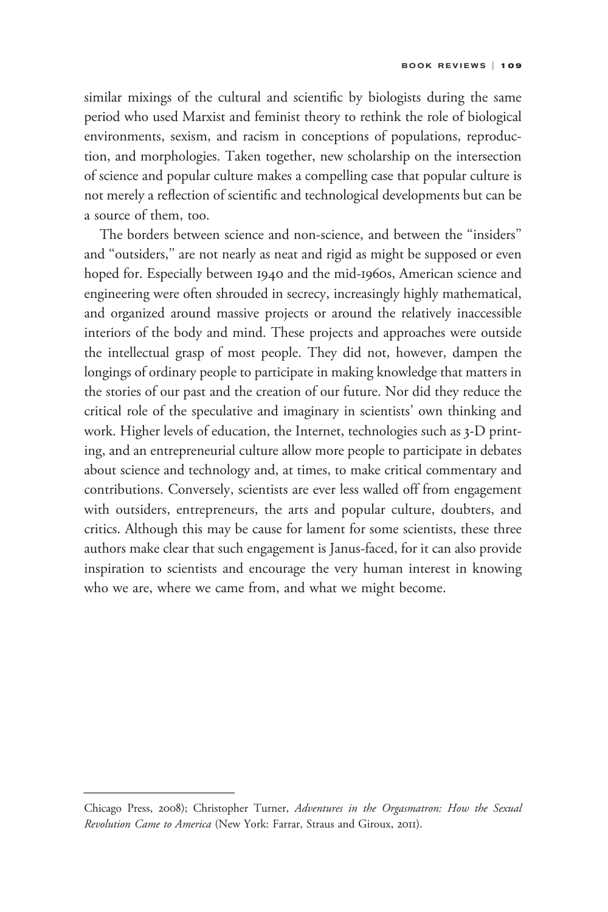similar mixings of the cultural and scientific by biologists during the same period who used Marxist and feminist theory to rethink the role of biological environments, sexism, and racism in conceptions of populations, reproduction, and morphologies. Taken together, new scholarship on the intersection of science and popular culture makes a compelling case that popular culture is not merely a reflection of scientific and technological developments but can be a source of them, too.

The borders between science and non-science, and between the "insiders" and "outsiders," are not nearly as neat and rigid as might be supposed or even hoped for. Especially between 1940 and the mid-1960s, American science and engineering were often shrouded in secrecy, increasingly highly mathematical, and organized around massive projects or around the relatively inaccessible interiors of the body and mind. These projects and approaches were outside the intellectual grasp of most people. They did not, however, dampen the longings of ordinary people to participate in making knowledge that matters in the stories of our past and the creation of our future. Nor did they reduce the critical role of the speculative and imaginary in scientists' own thinking and work. Higher levels of education, the Internet, technologies such as 3-D printing, and an entrepreneurial culture allow more people to participate in debates about science and technology and, at times, to make critical commentary and contributions. Conversely, scientists are ever less walled off from engagement with outsiders, entrepreneurs, the arts and popular culture, doubters, and critics. Although this may be cause for lament for some scientists, these three authors make clear that such engagement is Janus-faced, for it can also provide inspiration to scientists and encourage the very human interest in knowing who we are, where we came from, and what we might become.

---

Chicago Press, 2008); Christopher Turner, *Adventures in the Orgasmatron: How the Sexual Revolution Came to America* (New York: Farrar, Straus and Giroux, 2011).